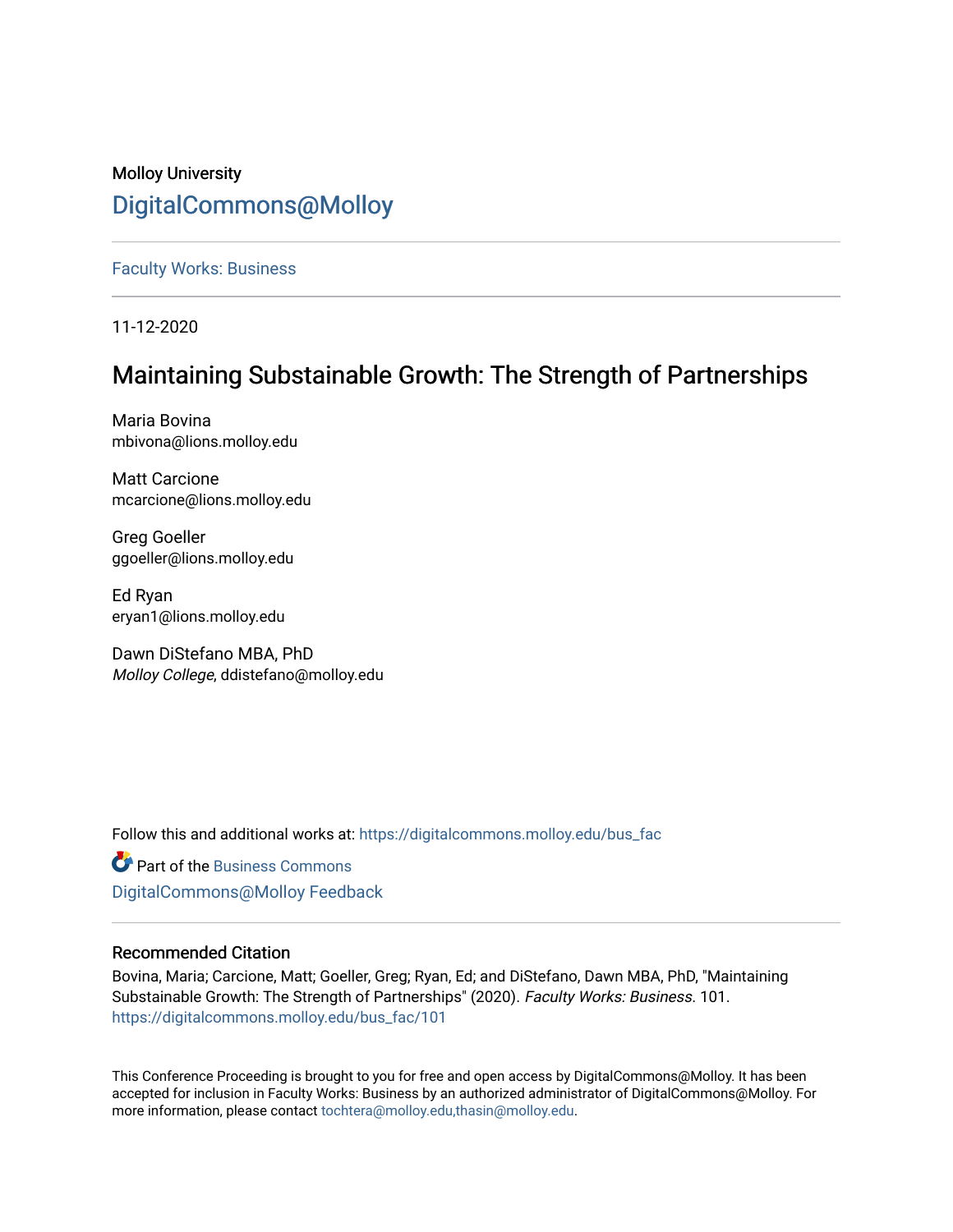Molloy University

# DigitalCommons@Molloy

Faculty Works: Business

11-12-2020

## Maintaining Substainable Growth: The Strength of Partnerships

Maria Bovina
mbivona@lions.molloy.edu

Matt Carcione
mcarcione@lions.molloy.edu

Greg Goeller
ggoeller@lions.molloy.edu

Ed Ryan
eryan1@lions.molloy.edu

Dawn DiStefano MBA, PhD
*Molloy College*, ddistefano@molloy.edu

Follow this and additional works at: https://digitalcommons.molloy.edu/bus_fac

Part of the Business Commons

DigitalCommons@Molloy Feedback

### Recommended Citation

Bovina, Maria; Carcione, Matt; Goeller, Greg; Ryan, Ed; and DiStefano, Dawn MBA, PhD, "Maintaining Substainable Growth: The Strength of Partnerships" (2020). *Faculty Works: Business*. 101.
https://digitalcommons.molloy.edu/bus_fac/101

This Conference Proceeding is brought to you for free and open access by DigitalCommons@Molloy. It has been accepted for inclusion in Faculty Works: Business by an authorized administrator of DigitalCommons@Molloy. For more information, please contact tochtera@molloy.edu,thasin@molloy.edu.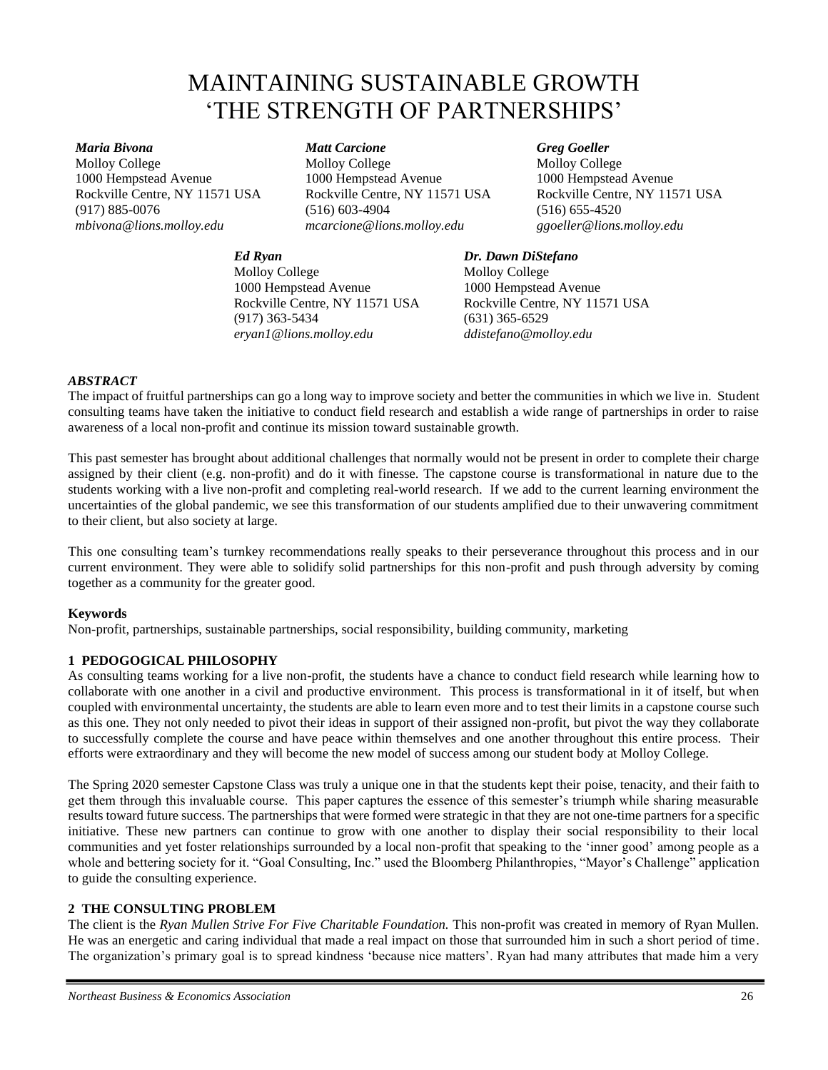# MAINTAINING SUSTAINABLE GROWTH 'THE STRENGTH OF PARTNERSHIPS'

***Maria Bivona***
Molloy College
1000 Hempstead Avenue
Rockville Centre, NY 11571 USA
(917) 885-0076
*mbivona@lions.molloy.edu*

***Matt Carcione***
Molloy College
1000 Hempstead Avenue
Rockville Centre, NY 11571 USA
(516) 603-4904
*mcarcione@lions.molloy.edu*

***Greg Goeller***
Molloy College
1000 Hempstead Avenue
Rockville Centre, NY 11571 USA
(516) 655-4520
*ggoeller@lions.molloy.edu*

***Ed Ryan***
Molloy College
1000 Hempstead Avenue
Rockville Centre, NY 11571 USA
(917) 363-5434
*eryan1@lions.molloy.edu*

***Dr. Dawn DiStefano***
Molloy College
1000 Hempstead Avenue
Rockville Centre, NY 11571 USA
(631) 365-6529
*ddistefano@molloy.edu*

### *ABSTRACT*

The impact of fruitful partnerships can go a long way to improve society and better the communities in which we live in. Student consulting teams have taken the initiative to conduct field research and establish a wide range of partnerships in order to raise awareness of a local non-profit and continue its mission toward sustainable growth.

This past semester has brought about additional challenges that normally would not be present in order to complete their charge assigned by their client (e.g. non-profit) and do it with finesse. The capstone course is transformational in nature due to the students working with a live non-profit and completing real-world research. If we add to the current learning environment the uncertainties of the global pandemic, we see this transformation of our students amplified due to their unwavering commitment to their client, but also society at large.

This one consulting team's turnkey recommendations really speaks to their perseverance throughout this process and in our current environment. They were able to solidify solid partnerships for this non-profit and push through adversity by coming together as a community for the greater good.

**Keywords**

Non-profit, partnerships, sustainable partnerships, social responsibility, building community, marketing

## 1 PEDOGOGICAL PHILOSOPHY

As consulting teams working for a live non-profit, the students have a chance to conduct field research while learning how to collaborate with one another in a civil and productive environment. This process is transformational in it of itself, but when coupled with environmental uncertainty, the students are able to learn even more and to test their limits in a capstone course such as this one. They not only needed to pivot their ideas in support of their assigned non-profit, but pivot the way they collaborate to successfully complete the course and have peace within themselves and one another throughout this entire process. Their efforts were extraordinary and they will become the new model of success among our student body at Molloy College.

The Spring 2020 semester Capstone Class was truly a unique one in that the students kept their poise, tenacity, and their faith to get them through this invaluable course. This paper captures the essence of this semester's triumph while sharing measurable results toward future success. The partnerships that were formed were strategic in that they are not one-time partners for a specific initiative. These new partners can continue to grow with one another to display their social responsibility to their local communities and yet foster relationships surrounded by a local non-profit that speaking to the 'inner good' among people as a whole and bettering society for it. "Goal Consulting, Inc." used the Bloomberg Philanthropies, "Mayor's Challenge" application to guide the consulting experience.

## 2 THE CONSULTING PROBLEM

The client is the *Ryan Mullen Strive For Five Charitable Foundation.* This non-profit was created in memory of Ryan Mullen. He was an energetic and caring individual that made a real impact on those that surrounded him in such a short period of time. The organization's primary goal is to spread kindness 'because nice matters'. Ryan had many attributes that made him a very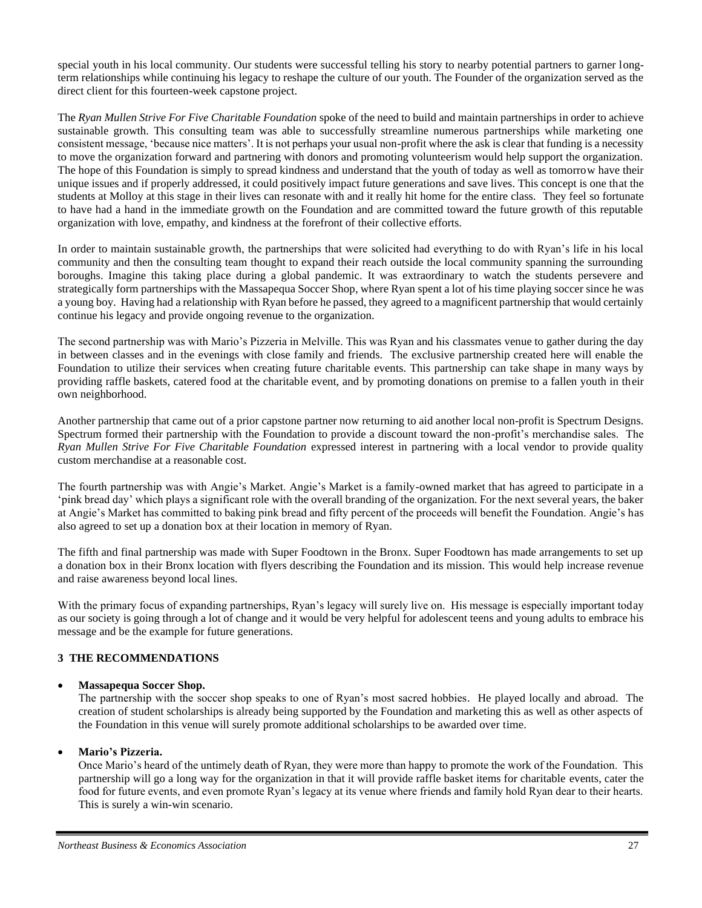special youth in his local community. Our students were successful telling his story to nearby potential partners to garner long-term relationships while continuing his legacy to reshape the culture of our youth. The Founder of the organization served as the direct client for this fourteen-week capstone project.

The *Ryan Mullen Strive For Five Charitable Foundation* spoke of the need to build and maintain partnerships in order to achieve sustainable growth. This consulting team was able to successfully streamline numerous partnerships while marketing one consistent message, 'because nice matters'. It is not perhaps your usual non-profit where the ask is clear that funding is a necessity to move the organization forward and partnering with donors and promoting volunteerism would help support the organization. The hope of this Foundation is simply to spread kindness and understand that the youth of today as well as tomorrow have their unique issues and if properly addressed, it could positively impact future generations and save lives. This concept is one that the students at Molloy at this stage in their lives can resonate with and it really hit home for the entire class. They feel so fortunate to have had a hand in the immediate growth on the Foundation and are committed toward the future growth of this reputable organization with love, empathy, and kindness at the forefront of their collective efforts.

In order to maintain sustainable growth, the partnerships that were solicited had everything to do with Ryan's life in his local community and then the consulting team thought to expand their reach outside the local community spanning the surrounding boroughs. Imagine this taking place during a global pandemic. It was extraordinary to watch the students persevere and strategically form partnerships with the Massapequa Soccer Shop, where Ryan spent a lot of his time playing soccer since he was a young boy. Having had a relationship with Ryan before he passed, they agreed to a magnificent partnership that would certainly continue his legacy and provide ongoing revenue to the organization.

The second partnership was with Mario's Pizzeria in Melville. This was Ryan and his classmates venue to gather during the day in between classes and in the evenings with close family and friends. The exclusive partnership created here will enable the Foundation to utilize their services when creating future charitable events. This partnership can take shape in many ways by providing raffle baskets, catered food at the charitable event, and by promoting donations on premise to a fallen youth in their own neighborhood.

Another partnership that came out of a prior capstone partner now returning to aid another local non-profit is Spectrum Designs. Spectrum formed their partnership with the Foundation to provide a discount toward the non-profit's merchandise sales. The *Ryan Mullen Strive For Five Charitable Foundation* expressed interest in partnering with a local vendor to provide quality custom merchandise at a reasonable cost.

The fourth partnership was with Angie's Market. Angie's Market is a family-owned market that has agreed to participate in a 'pink bread day' which plays a significant role with the overall branding of the organization. For the next several years, the baker at Angie's Market has committed to baking pink bread and fifty percent of the proceeds will benefit the Foundation. Angie's has also agreed to set up a donation box at their location in memory of Ryan.

The fifth and final partnership was made with Super Foodtown in the Bronx. Super Foodtown has made arrangements to set up a donation box in their Bronx location with flyers describing the Foundation and its mission. This would help increase revenue and raise awareness beyond local lines.

With the primary focus of expanding partnerships, Ryan's legacy will surely live on. His message is especially important today as our society is going through a lot of change and it would be very helpful for adolescent teens and young adults to embrace his message and be the example for future generations.

## 3 THE RECOMMENDATIONS

- **Massapequa Soccer Shop.**
  The partnership with the soccer shop speaks to one of Ryan's most sacred hobbies. He played locally and abroad. The creation of student scholarships is already being supported by the Foundation and marketing this as well as other aspects of the Foundation in this venue will surely promote additional scholarships to be awarded over time.

- **Mario's Pizzeria.**
  Once Mario's heard of the untimely death of Ryan, they were more than happy to promote the work of the Foundation. This partnership will go a long way for the organization in that it will provide raffle basket items for charitable events, cater the food for future events, and even promote Ryan's legacy at its venue where friends and family hold Ryan dear to their hearts. This is surely a win-win scenario.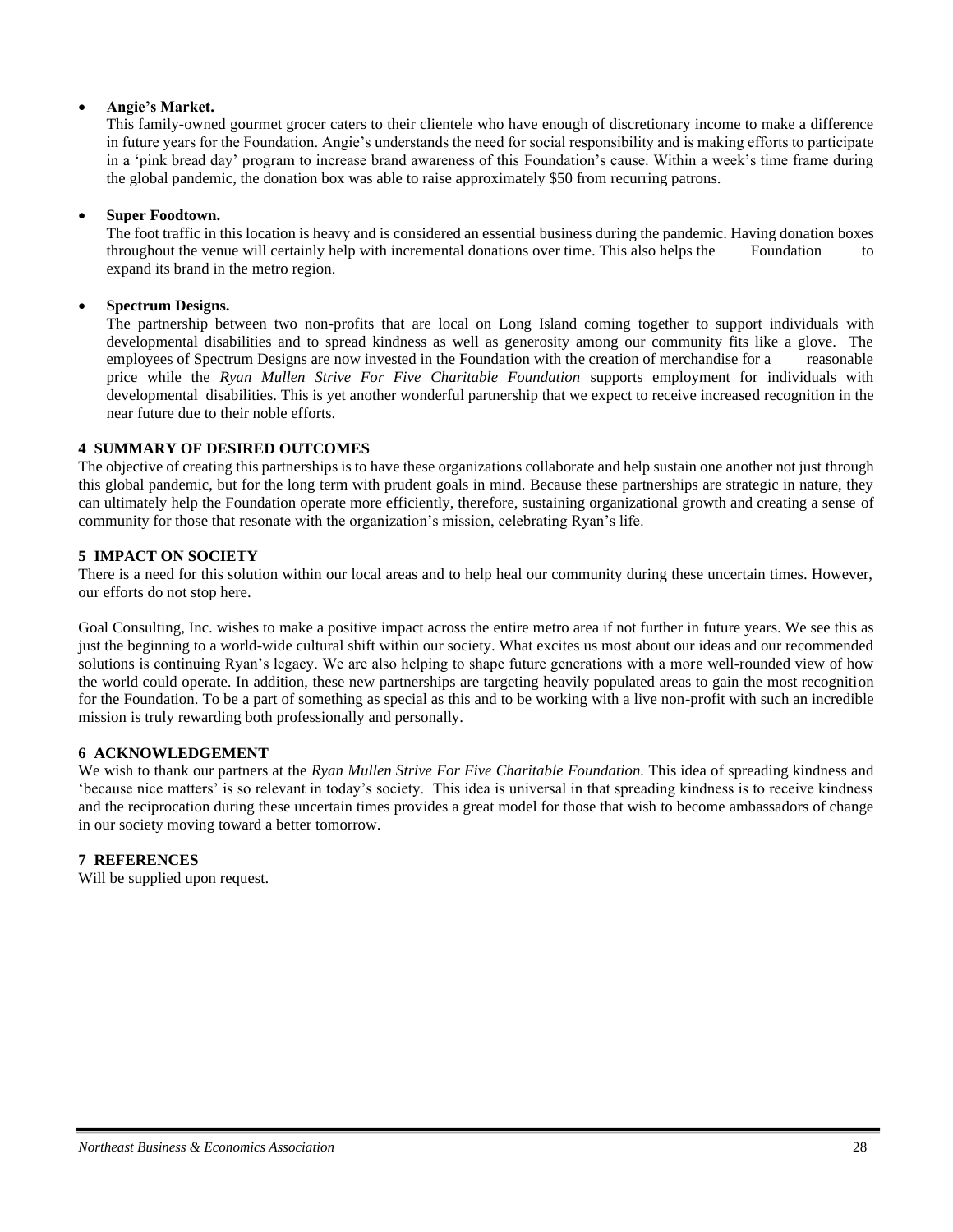- **Angie's Market.**
  This family-owned gourmet grocer caters to their clientele who have enough of discretionary income to make a difference in future years for the Foundation. Angie's understands the need for social responsibility and is making efforts to participate in a 'pink bread day' program to increase brand awareness of this Foundation's cause. Within a week's time frame during the global pandemic, the donation box was able to raise approximately $50 from recurring patrons.

- **Super Foodtown.**
  The foot traffic in this location is heavy and is considered an essential business during the pandemic. Having donation boxes throughout the venue will certainly help with incremental donations over time. This also helps the Foundation to expand its brand in the metro region.

- **Spectrum Designs.**
  The partnership between two non-profits that are local on Long Island coming together to support individuals with developmental disabilities and to spread kindness as well as generosity among our community fits like a glove. The employees of Spectrum Designs are now invested in the Foundation with the creation of merchandise for a reasonable price while the *Ryan Mullen Strive For Five Charitable Foundation* supports employment for individuals with developmental disabilities. This is yet another wonderful partnership that we expect to receive increased recognition in the near future due to their noble efforts.

## 4 SUMMARY OF DESIRED OUTCOMES

The objective of creating this partnerships is to have these organizations collaborate and help sustain one another not just through this global pandemic, but for the long term with prudent goals in mind. Because these partnerships are strategic in nature, they can ultimately help the Foundation operate more efficiently, therefore, sustaining organizational growth and creating a sense of community for those that resonate with the organization's mission, celebrating Ryan's life.

## 5 IMPACT ON SOCIETY

There is a need for this solution within our local areas and to help heal our community during these uncertain times. However, our efforts do not stop here.

Goal Consulting, Inc. wishes to make a positive impact across the entire metro area if not further in future years. We see this as just the beginning to a world-wide cultural shift within our society. What excites us most about our ideas and our recommended solutions is continuing Ryan's legacy. We are also helping to shape future generations with a more well-rounded view of how the world could operate. In addition, these new partnerships are targeting heavily populated areas to gain the most recognition for the Foundation. To be a part of something as special as this and to be working with a live non-profit with such an incredible mission is truly rewarding both professionally and personally.

## 6 ACKNOWLEDGEMENT

We wish to thank our partners at the *Ryan Mullen Strive For Five Charitable Foundation.* This idea of spreading kindness and 'because nice matters' is so relevant in today's society. This idea is universal in that spreading kindness is to receive kindness and the reciprocation during these uncertain times provides a great model for those that wish to become ambassadors of change in our society moving toward a better tomorrow.

## 7 REFERENCES

Will be supplied upon request.